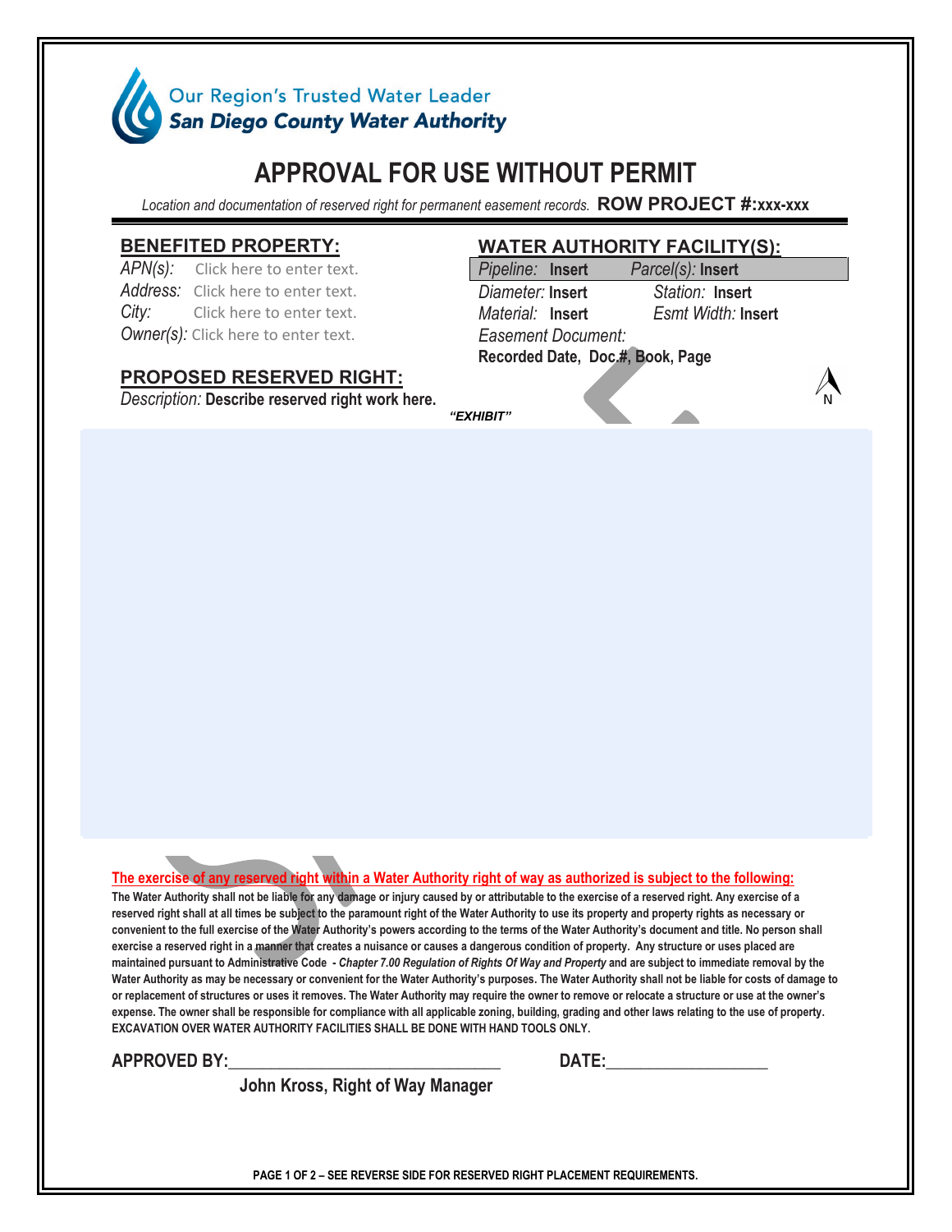Our Region's Trusted Water Leader
**San Diego County Water Authority**

# APPROVAL FOR USE WITHOUT PERMIT

*Location and documentation of reserved right for permanent easement records.* **ROW PROJECT #:xxx-xxx**

## BENEFITED PROPERTY:

*APN(s):* Click here to enter text.
*Address:* Click here to enter text.
*City:* Click here to enter text.
*Owner(s):* Click here to enter text.

## WATER AUTHORITY FACILITY(S):

*Pipeline:* **Insert** *Parcel(s):* **Insert**
*Diameter:* **Insert** *Station:* **Insert**
*Material:* **Insert** *Esmt Width:* **Insert**
*Easement Document:*
**Recorded Date, Doc.#, Book, Page**

## PROPOSED RESERVED RIGHT:

*Description:* **Describe reserved right work here.**

***"EXHIBIT"***

N

**The exercise of any reserved right within a Water Authority right of way as authorized is subject to the following:**

**The Water Authority shall not be liable for any damage or injury caused by or attributable to the exercise of a reserved right. Any exercise of a reserved right shall at all times be subject to the paramount right of the Water Authority to use its property and property rights as necessary or convenient to the full exercise of the Water Authority's powers according to the terms of the Water Authority's document and title. No person shall exercise a reserved right in a manner that creates a nuisance or causes a dangerous condition of property. Any structure or uses placed are maintained pursuant to Administrative Code - *Chapter 7.00 Regulation of Rights Of Way and Property* and are subject to immediate removal by the Water Authority as may be necessary or convenient for the Water Authority's purposes. The Water Authority shall not be liable for costs of damage to or replacement of structures or uses it removes. The Water Authority may require the owner to remove or relocate a structure or use at the owner's expense. The owner shall be responsible for compliance with all applicable zoning, building, grading and other laws relating to the use of property. EXCAVATION OVER WATER AUTHORITY FACILITIES SHALL BE DONE WITH HAND TOOLS ONLY.**

**APPROVED BY:**_______________________________ **DATE:**__________________

**John Kross, Right of Way Manager**

**PAGE 1 OF 2 – SEE REVERSE SIDE FOR RESERVED RIGHT PLACEMENT REQUIREMENTS.**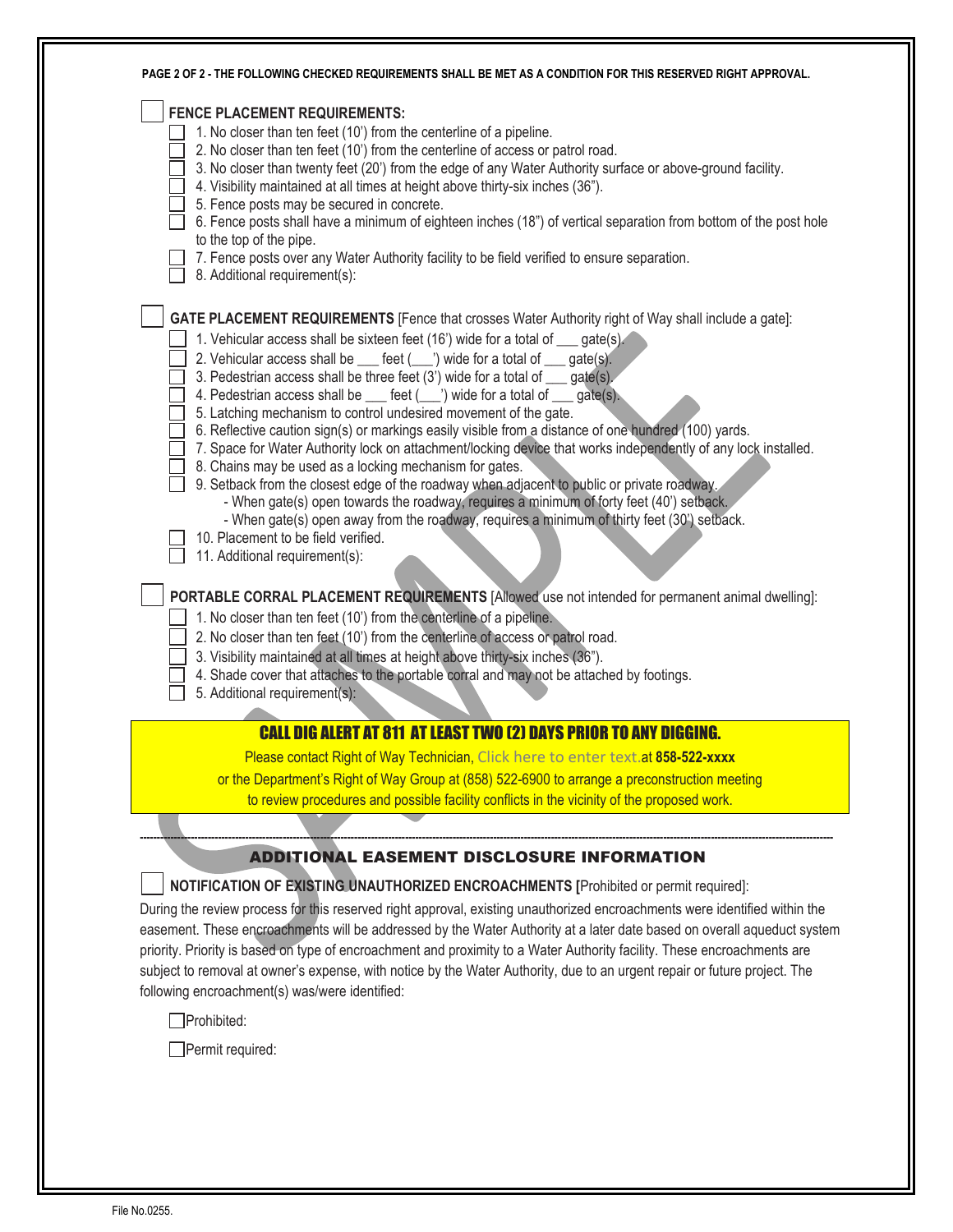PAGE 2 OF 2 - THE FOLLOWING CHECKED REQUIREMENTS SHALL BE MET AS A CONDITION FOR THIS RESERVED RIGHT APPROVAL.

☐ **FENCE PLACEMENT REQUIREMENTS:**

- ☐ 1. No closer than ten feet (10') from the centerline of a pipeline.
- ☐ 2. No closer than ten feet (10') from the centerline of access or patrol road.
- ☐ 3. No closer than twenty feet (20') from the edge of any Water Authority surface or above-ground facility.
- ☐ 4. Visibility maintained at all times at height above thirty-six inches (36").
- ☐ 5. Fence posts may be secured in concrete.
- ☐ 6. Fence posts shall have a minimum of eighteen inches (18") of vertical separation from bottom of the post hole to the top of the pipe.
- ☐ 7. Fence posts over any Water Authority facility to be field verified to ensure separation.
- ☐ 8. Additional requirement(s):

☐ **GATE PLACEMENT REQUIREMENTS** [Fence that crosses Water Authority right of Way shall include a gate]:

- ☐ 1. Vehicular access shall be sixteen feet (16') wide for a total of ___ gate(s).
- ☐ 2. Vehicular access shall be ___ feet (___') wide for a total of ___ gate(s).
- ☐ 3. Pedestrian access shall be three feet (3') wide for a total of ___ gate(s).
- ☐ 4. Pedestrian access shall be ___ feet (___') wide for a total of ___ gate(s).
- ☐ 5. Latching mechanism to control undesired movement of the gate.
- ☐ 6. Reflective caution sign(s) or markings easily visible from a distance of one hundred (100) yards.
- ☐ 7. Space for Water Authority lock on attachment/locking device that works independently of any lock installed.
- ☐ 8. Chains may be used as a locking mechanism for gates.
- ☐ 9. Setback from the closest edge of the roadway when adjacent to public or private roadway.
  - When gate(s) open towards the roadway, requires a minimum of forty feet (40') setback.
  - When gate(s) open away from the roadway, requires a minimum of thirty feet (30') setback.
- ☐ 10. Placement to be field verified.
- ☐ 11. Additional requirement(s):

☐ **PORTABLE CORRAL PLACEMENT REQUIREMENTS** [Allowed use not intended for permanent animal dwelling]:

- ☐ 1. No closer than ten feet (10') from the centerline of a pipeline.
- ☐ 2. No closer than ten feet (10') from the centerline of access or patrol road.
- ☐ 3. Visibility maintained at all times at height above thirty-six inches (36").
- ☐ 4. Shade cover that attaches to the portable corral and may not be attached by footings.
- ☐ 5. Additional requirement(s):

**CALL DIG ALERT AT 811 AT LEAST TWO (2) DAYS PRIOR TO ANY DIGGING.**

Please contact Right of Way Technician, Click here to enter text.at **858-522-xxxx**
or the Department's Right of Way Group at (858) 522-6900 to arrange a preconstruction meeting
to review procedures and possible facility conflicts in the vicinity of the proposed work.

---

## ADDITIONAL EASEMENT DISCLOSURE INFORMATION

☐ **NOTIFICATION OF EXISTING UNAUTHORIZED ENCROACHMENTS [**Prohibited or permit required]:

During the review process for this reserved right approval, existing unauthorized encroachments were identified within the easement. These encroachments will be addressed by the Water Authority at a later date based on overall aqueduct system priority. Priority is based on type of encroachment and proximity to a Water Authority facility. These encroachments are subject to removal at owner's expense, with notice by the Water Authority, due to an urgent repair or future project. The following encroachment(s) was/were identified:

☐ Prohibited:

☐ Permit required:

File No.0255.